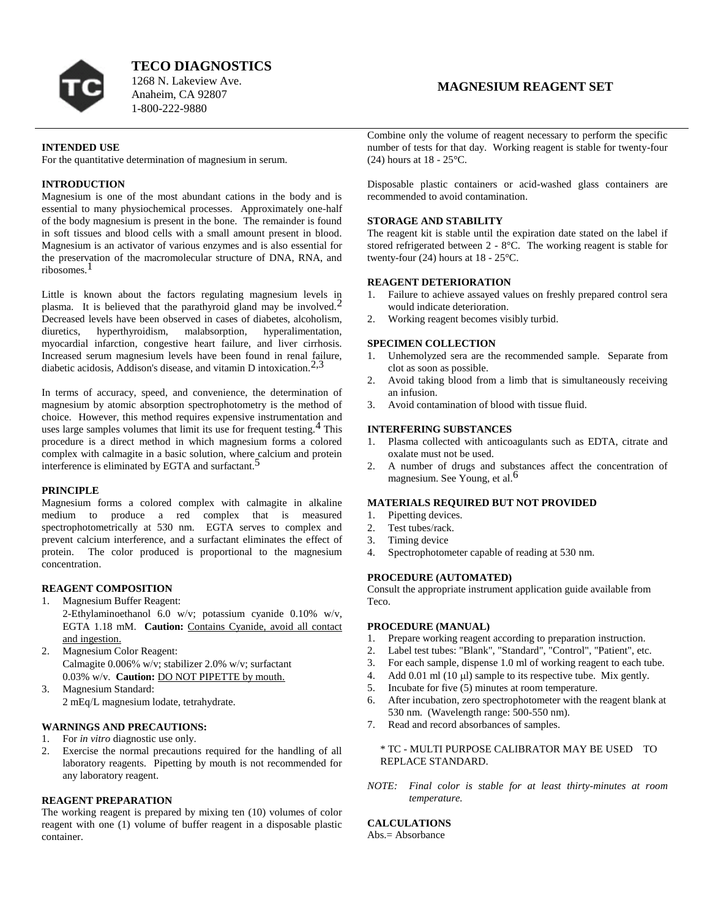# TECO DIAGNOSTICS

1268 N. Lakeview Ave.
Anaheim, CA 92807
1-800-222-9880

# MAGNESIUM REAGENT SET

## INTENDED USE

For the quantitative determination of magnesium in serum.

## INTRODUCTION

Magnesium is one of the most abundant cations in the body and is essential to many physiochemical processes. Approximately one-half of the body magnesium is present in the bone. The remainder is found in soft tissues and blood cells with a small amount present in blood. Magnesium is an activator of various enzymes and is also essential for the preservation of the macromolecular structure of DNA, RNA, and ribosomes.[1]

Little is known about the factors regulating magnesium levels in plasma. It is believed that the parathyroid gland may be involved.[2] Decreased levels have been observed in cases of diabetes, alcoholism, diuretics, hyperthyroidism, malabsorption, hyperalimentation, myocardial infarction, congestive heart failure, and liver cirrhosis. Increased serum magnesium levels have been found in renal failure, diabetic acidosis, Addison's disease, and vitamin D intoxication.[2,3]

In terms of accuracy, speed, and convenience, the determination of magnesium by atomic absorption spectrophotometry is the method of choice. However, this method requires expensive instrumentation and uses large samples volumes that limit its use for frequent testing.[4] This procedure is a direct method in which magnesium forms a colored complex with calmagite in a basic solution, where calcium and protein interference is eliminated by EGTA and surfactant.[5]

## PRINCIPLE

Magnesium forms a colored complex with calmagite in alkaline medium to produce a red complex that is measured spectrophotometrically at 530 nm. EGTA serves to complex and prevent calcium interference, and a surfactant eliminates the effect of protein. The color produced is proportional to the magnesium concentration.

## REAGENT COMPOSITION

1. Magnesium Buffer Reagent:
   2-Ethylaminoethanol 6.0 w/v; potassium cyanide 0.10% w/v, EGTA 1.18 mM. **Caution:** Contains Cyanide, avoid all contact and ingestion.
2. Magnesium Color Reagent:
   Calmagite 0.006% w/v; stabilizer 2.0% w/v; surfactant 0.03% w/v. **Caution:** DO NOT PIPETTE by mouth.
3. Magnesium Standard:
   2 mEq/L magnesium lodate, tetrahydrate.

## WARNINGS AND PRECAUTIONS:

1. For *in vitro* diagnostic use only.
2. Exercise the normal precautions required for the handling of all laboratory reagents. Pipetting by mouth is not recommended for any laboratory reagent.

## REAGENT PREPARATION

The working reagent is prepared by mixing ten (10) volumes of color reagent with one (1) volume of buffer reagent in a disposable plastic container.

Combine only the volume of reagent necessary to perform the specific number of tests for that day. Working reagent is stable for twenty-four (24) hours at 18 - 25°C.

Disposable plastic containers or acid-washed glass containers are recommended to avoid contamination.

## STORAGE AND STABILITY

The reagent kit is stable until the expiration date stated on the label if stored refrigerated between 2 - 8°C. The working reagent is stable for twenty-four (24) hours at 18 - 25°C.

## REAGENT DETERIORATION

1. Failure to achieve assayed values on freshly prepared control sera would indicate deterioration.
2. Working reagent becomes visibly turbid.

## SPECIMEN COLLECTION

1. Unhemolyzed sera are the recommended sample. Separate from clot as soon as possible.
2. Avoid taking blood from a limb that is simultaneously receiving an infusion.
3. Avoid contamination of blood with tissue fluid.

## INTERFERING SUBSTANCES

1. Plasma collected with anticoagulants such as EDTA, citrate and oxalate must not be used.
2. A number of drugs and substances affect the concentration of magnesium. See Young, et al.[6]

## MATERIALS REQUIRED BUT NOT PROVIDED

1. Pipetting devices.
2. Test tubes/rack.
3. Timing device
4. Spectrophotometer capable of reading at 530 nm.

## PROCEDURE (AUTOMATED)

Consult the appropriate instrument application guide available from Teco.

## PROCEDURE (MANUAL)

1. Prepare working reagent according to preparation instruction.
2. Label test tubes: "Blank", "Standard", "Control", "Patient", etc.
3. For each sample, dispense 1.0 ml of working reagent to each tube.
4. Add 0.01 ml (10 μl) sample to its respective tube. Mix gently.
5. Incubate for five (5) minutes at room temperature.
6. After incubation, zero spectrophotometer with the reagent blank at 530 nm. (Wavelength range: 500-550 nm).
7. Read and record absorbances of samples.

\* TC - MULTI PURPOSE CALIBRATOR MAY BE USED TO REPLACE STANDARD.

*NOTE: Final color is stable for at least thirty-minutes at room temperature.*

## CALCULATIONS

Abs.= Absorbance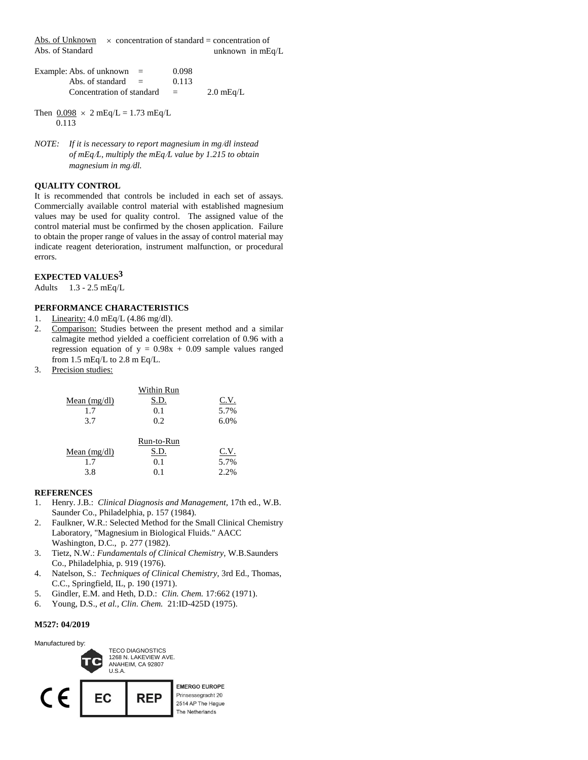$$\frac{\text{Abs. of Unknown}}{\text{Abs. of Standard}} \times \text{concentration of standard} = \text{concentration of unknown in mEq/L}$$

Example: Abs. of unknown = 0.098
Abs. of standard = 0.113
Concentration of standard = 2.0 mEq/L

Then $\frac{0.098}{0.113} \times 2 \text{ mEq/L} = 1.73 \text{ mEq/L}$

*NOTE: If it is necessary to report magnesium in mg/dl instead of mEq/L, multiply the mEq/L value by 1.215 to obtain magnesium in mg/dl.*

**QUALITY CONTROL**

It is recommended that controls be included in each set of assays. Commercially available control material with established magnesium values may be used for quality control. The assigned value of the control material must be confirmed by the chosen application. Failure to obtain the proper range of values in the assay of control material may indicate reagent deterioration, instrument malfunction, or procedural errors.

**EXPECTED VALUES[3]**

Adults 1.3 - 2.5 mEq/L

**PERFORMANCE CHARACTERISTICS**

1. Linearity: 4.0 mEq/L (4.86 mg/dl).
2. Comparison: Studies between the present method and a similar calmagite method yielded a coefficient correlation of 0.96 with a regression equation of $y = 0.98x + 0.09$ sample values ranged from 1.5 mEq/L to 2.8 m Eq/L.
3. Precision studies:

| | Within Run | |
|---|---|---|
| Mean (mg/dl) | S.D. | C.V. |
| 1.7 | 0.1 | 5.7% |
| 3.7 | 0.2 | 6.0% |

| | Run-to-Run | |
|---|---|---|
| Mean (mg/dl) | S.D. | C.V. |
| 1.7 | 0.1 | 5.7% |
| 3.8 | 0.1 | 2.2% |

**REFERENCES**

1. Henry. J.B.: *Clinical Diagnosis and Management*, 17th ed., W.B. Saunder Co., Philadelphia, p. 157 (1984).
2. Faulkner, W.R.: Selected Method for the Small Clinical Chemistry Laboratory, "Magnesium in Biological Fluids." AACC Washington, D.C., p. 277 (1982).
3. Tietz, N.W.: *Fundamentals of Clinical Chemistry*, W.B.Saunders Co., Philadelphia, p. 919 (1976).
4. Natelson, S.: *Techniques of Clinical Chemistry*, 3rd Ed., Thomas, C.C., Springfield, IL, p. 190 (1971).
5. Gindler, E.M. and Heth, D.D.: *Clin. Chem.* 17:662 (1971).
6. Young, D.S., *et al., Clin. Chem.* 21:ID-425D (1975).

**M527: 04/2019**

Manufactured by:

TECO DIAGNOSTICS
1268 N. LAKEVIEW AVE.
ANAHEIM, CA 92807
U.S.A.

EC REP

EMERGO EUROPE
Prinsessegracht 20
2514 AP The Hague
The Netherlands